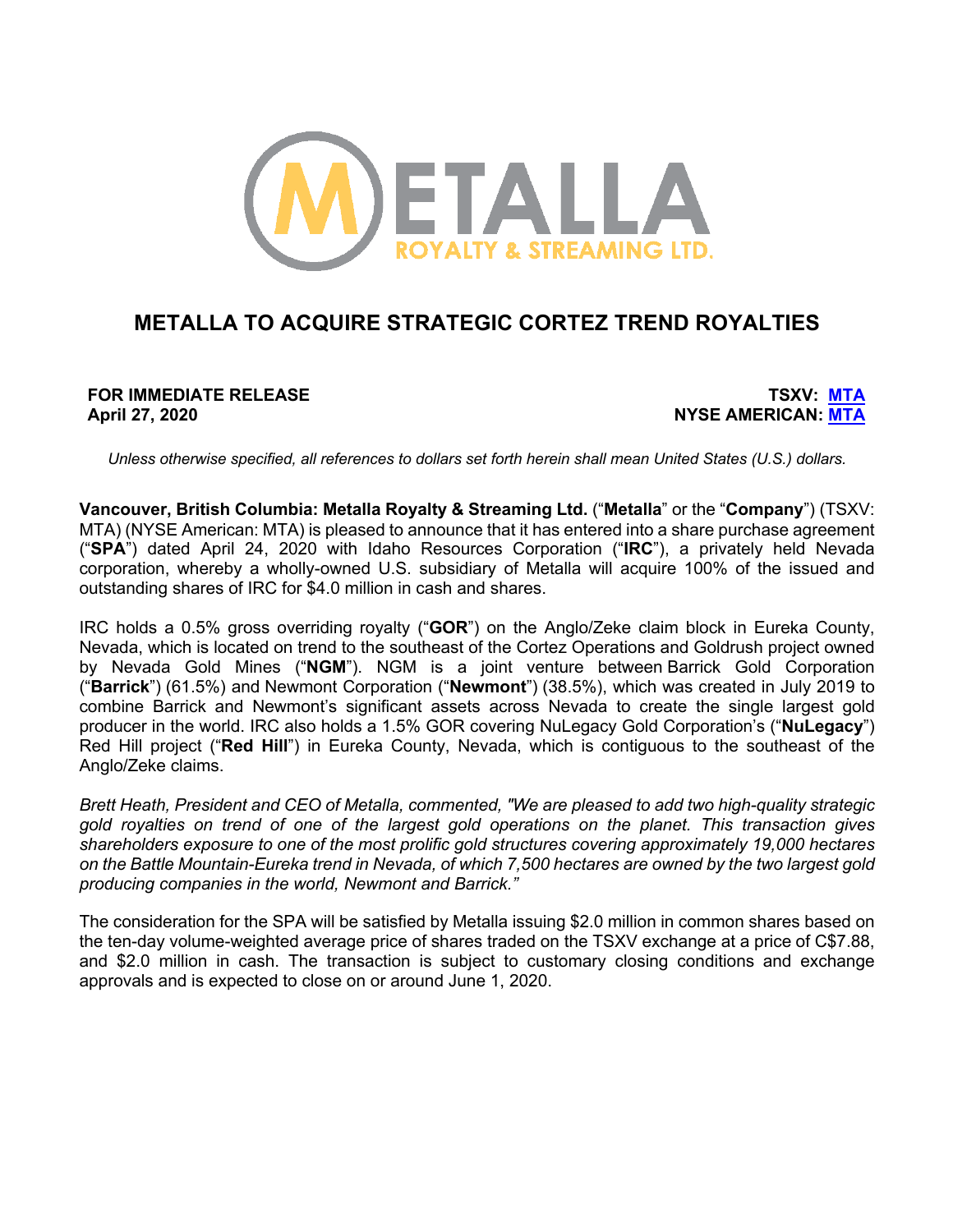# METALLA TO ACQUIRE STRATEGIC CORTEZ TREND ROYALTIES

**FOR IMMEDIATE RELEASE**
**April 27, 2020**

**TSXV: MTA**
**NYSE AMERICAN: MTA**

*Unless otherwise specified, all references to dollars set forth herein shall mean United States (U.S.) dollars.*

**Vancouver, British Columbia: Metalla Royalty & Streaming Ltd.** ("**Metalla**" or the "**Company**") (TSXV: MTA) (NYSE American: MTA) is pleased to announce that it has entered into a share purchase agreement ("**SPA**") dated April 24, 2020 with Idaho Resources Corporation ("**IRC**"), a privately held Nevada corporation, whereby a wholly-owned U.S. subsidiary of Metalla will acquire 100% of the issued and outstanding shares of IRC for $4.0 million in cash and shares.

IRC holds a 0.5% gross overriding royalty ("**GOR**") on the Anglo/Zeke claim block in Eureka County, Nevada, which is located on trend to the southeast of the Cortez Operations and Goldrush project owned by Nevada Gold Mines ("**NGM**"). NGM is a joint venture between Barrick Gold Corporation ("**Barrick**") (61.5%) and Newmont Corporation ("**Newmont**") (38.5%), which was created in July 2019 to combine Barrick and Newmont's significant assets across Nevada to create the single largest gold producer in the world. IRC also holds a 1.5% GOR covering NuLegacy Gold Corporation's ("**NuLegacy**") Red Hill project ("**Red Hill**") in Eureka County, Nevada, which is contiguous to the southeast of the Anglo/Zeke claims.

*Brett Heath, President and CEO of Metalla, commented, "We are pleased to add two high-quality strategic gold royalties on trend of one of the largest gold operations on the planet. This transaction gives shareholders exposure to one of the most prolific gold structures covering approximately 19,000 hectares on the Battle Mountain-Eureka trend in Nevada, of which 7,500 hectares are owned by the two largest gold producing companies in the world, Newmont and Barrick."*

The consideration for the SPA will be satisfied by Metalla issuing $2.0 million in common shares based on the ten-day volume-weighted average price of shares traded on the TSXV exchange at a price of C$7.88, and $2.0 million in cash. The transaction is subject to customary closing conditions and exchange approvals and is expected to close on or around June 1, 2020.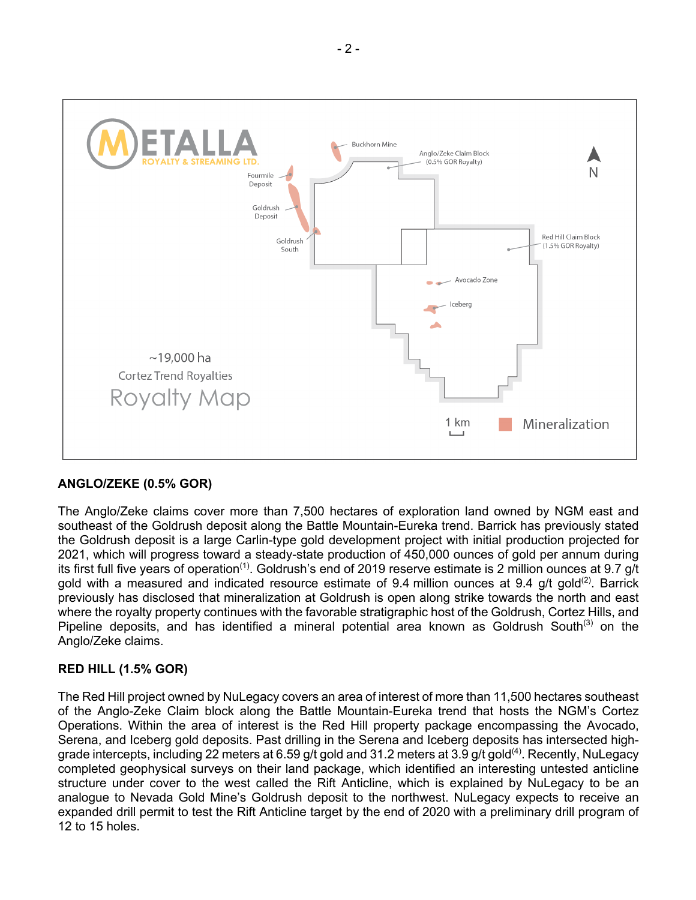## ANGLO/ZEKE (0.5% GOR)

The Anglo/Zeke claims cover more than 7,500 hectares of exploration land owned by NGM east and southeast of the Goldrush deposit along the Battle Mountain-Eureka trend. Barrick has previously stated the Goldrush deposit is a large Carlin-type gold development project with initial production projected for 2021, which will progress toward a steady-state production of 450,000 ounces of gold per annum during its first full five years of operation[1]. Goldrush's end of 2019 reserve estimate is 2 million ounces at 9.7 g/t gold with a measured and indicated resource estimate of 9.4 million ounces at 9.4 g/t gold[2]. Barrick previously has disclosed that mineralization at Goldrush is open along strike towards the north and east where the royalty property continues with the favorable stratigraphic host of the Goldrush, Cortez Hills, and Pipeline deposits, and has identified a mineral potential area known as Goldrush South[3] on the Anglo/Zeke claims.

## RED HILL (1.5% GOR)

The Red Hill project owned by NuLegacy covers an area of interest of more than 11,500 hectares southeast of the Anglo-Zeke Claim block along the Battle Mountain-Eureka trend that hosts the NGM's Cortez Operations. Within the area of interest is the Red Hill property package encompassing the Avocado, Serena, and Iceberg gold deposits. Past drilling in the Serena and Iceberg deposits has intersected high-grade intercepts, including 22 meters at 6.59 g/t gold and 31.2 meters at 3.9 g/t gold[4]. Recently, NuLegacy completed geophysical surveys on their land package, which identified an interesting untested anticline structure under cover to the west called the Rift Anticline, which is explained by NuLegacy to be an analogue to Nevada Gold Mine's Goldrush deposit to the northwest. NuLegacy expects to receive an expanded drill permit to test the Rift Anticline target by the end of 2020 with a preliminary drill program of 12 to 15 holes.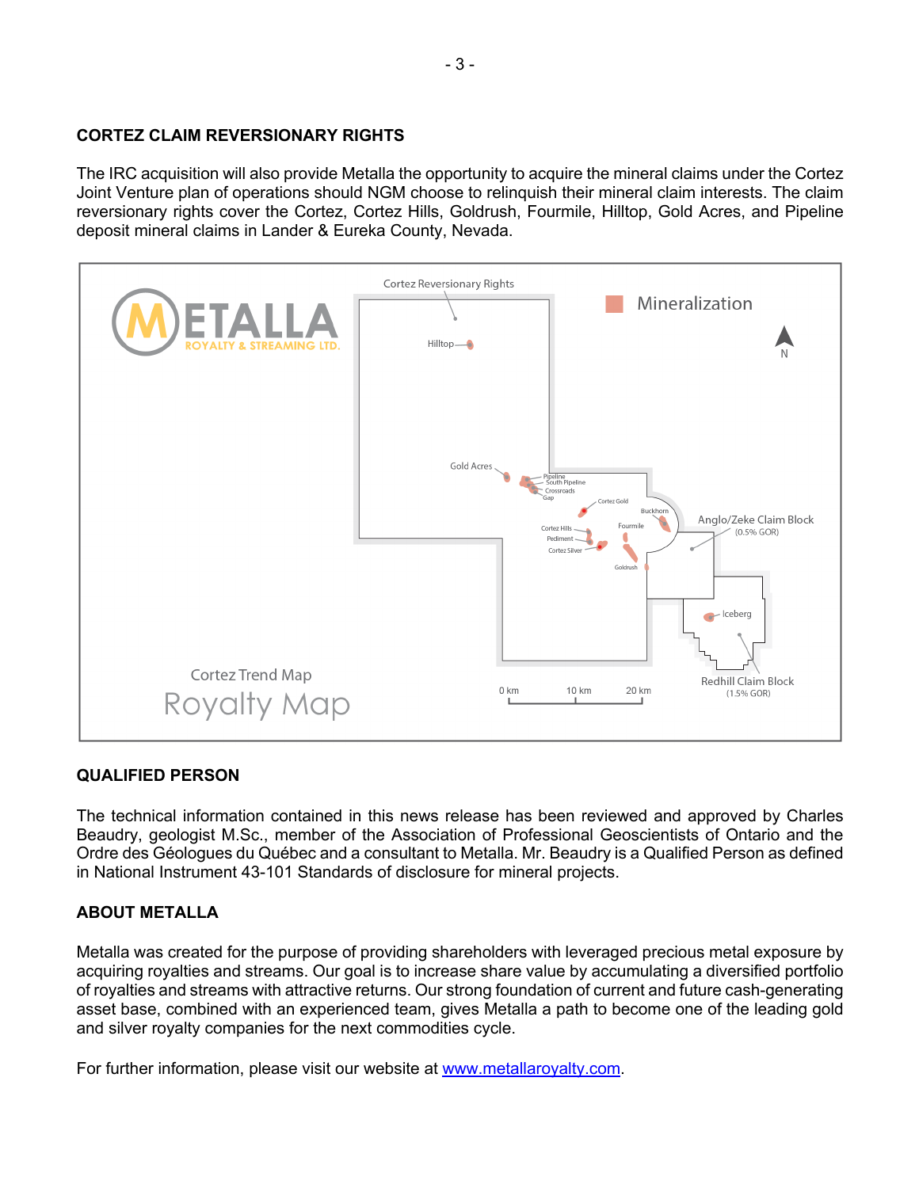## CORTEZ CLAIM REVERSIONARY RIGHTS

The IRC acquisition will also provide Metalla the opportunity to acquire the mineral claims under the Cortez Joint Venture plan of operations should NGM choose to relinquish their mineral claim interests. The claim reversionary rights cover the Cortez, Cortez Hills, Goldrush, Fourmile, Hilltop, Gold Acres, and Pipeline deposit mineral claims in Lander & Eureka County, Nevada.

## QUALIFIED PERSON

The technical information contained in this news release has been reviewed and approved by Charles Beaudry, geologist M.Sc., member of the Association of Professional Geoscientists of Ontario and the Ordre des Géologues du Québec and a consultant to Metalla. Mr. Beaudry is a Qualified Person as defined in National Instrument 43-101 Standards of disclosure for mineral projects.

## ABOUT METALLA

Metalla was created for the purpose of providing shareholders with leveraged precious metal exposure by acquiring royalties and streams. Our goal is to increase share value by accumulating a diversified portfolio of royalties and streams with attractive returns. Our strong foundation of current and future cash-generating asset base, combined with an experienced team, gives Metalla a path to become one of the leading gold and silver royalty companies for the next commodities cycle.

For further information, please visit our website at [www.metallaroyalty.com](http://www.metallaroyalty.com).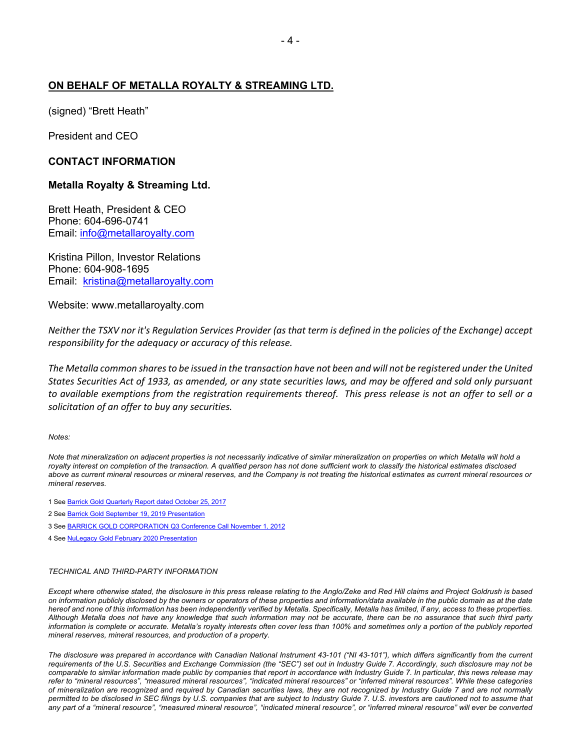**ON BEHALF OF METALLA ROYALTY & STREAMING LTD.**

(signed) "Brett Heath"

President and CEO

### CONTACT INFORMATION

### Metalla Royalty & Streaming Ltd.

Brett Heath, President & CEO
Phone: 604-696-0741
Email: info@metallaroyalty.com

Kristina Pillon, Investor Relations
Phone: 604-908-1695
Email: kristina@metallaroyalty.com

Website: www.metallaroyalty.com

*Neither the TSXV nor it's Regulation Services Provider (as that term is defined in the policies of the Exchange) accept responsibility for the adequacy or accuracy of this release.*

*The Metalla common shares to be issued in the transaction have not been and will not be registered under the United States Securities Act of 1933, as amended, or any state securities laws, and may be offered and sold only pursuant to available exemptions from the registration requirements thereof. This press release is not an offer to sell or a solicitation of an offer to buy any securities.*

*Notes:*

*Note that mineralization on adjacent properties is not necessarily indicative of similar mineralization on properties on which Metalla will hold a royalty interest on completion of the transaction. A qualified person has not done sufficient work to classify the historical estimates disclosed above as current mineral resources or mineral reserves, and the Company is not treating the historical estimates as current mineral resources or mineral reserves.*

1 See Barrick Gold Quarterly Report dated October 25, 2017

2 See Barrick Gold September 19, 2019 Presentation

3 See BARRICK GOLD CORPORATION Q3 Conference Call November 1, 2012

4 See NuLegacy Gold February 2020 Presentation

*TECHNICAL AND THIRD-PARTY INFORMATION*

*Except where otherwise stated, the disclosure in this press release relating to the Anglo/Zeke and Red Hill claims and Project Goldrush is based on information publicly disclosed by the owners or operators of these properties and information/data available in the public domain as at the date hereof and none of this information has been independently verified by Metalla. Specifically, Metalla has limited, if any, access to these properties. Although Metalla does not have any knowledge that such information may not be accurate, there can be no assurance that such third party information is complete or accurate. Metalla's royalty interests often cover less than 100% and sometimes only a portion of the publicly reported mineral reserves, mineral resources, and production of a property.*

*The disclosure was prepared in accordance with Canadian National Instrument 43-101 ("NI 43-101"), which differs significantly from the current requirements of the U.S. Securities and Exchange Commission (the "SEC") set out in Industry Guide 7. Accordingly, such disclosure may not be comparable to similar information made public by companies that report in accordance with Industry Guide 7. In particular, this news release may refer to "mineral resources", "measured mineral resources", "indicated mineral resources" or "inferred mineral resources". While these categories of mineralization are recognized and required by Canadian securities laws, they are not recognized by Industry Guide 7 and are not normally permitted to be disclosed in SEC filings by U.S. companies that are subject to Industry Guide 7. U.S. investors are cautioned not to assume that any part of a "mineral resource", "measured mineral resource", "indicated mineral resource", or "inferred mineral resource" will ever be converted*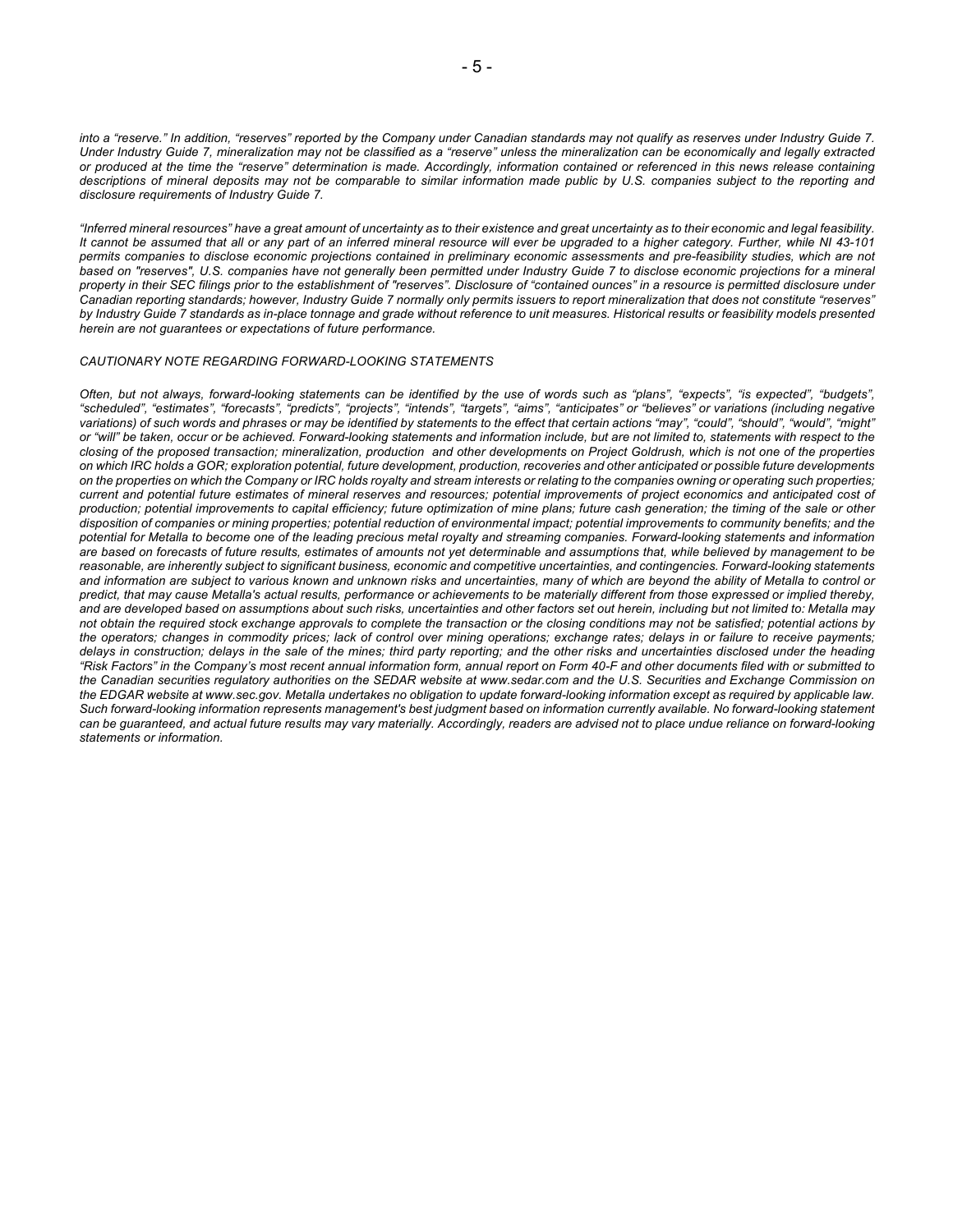*into a "reserve." In addition, "reserves" reported by the Company under Canadian standards may not qualify as reserves under Industry Guide 7. Under Industry Guide 7, mineralization may not be classified as a "reserve" unless the mineralization can be economically and legally extracted or produced at the time the "reserve" determination is made. Accordingly, information contained or referenced in this news release containing descriptions of mineral deposits may not be comparable to similar information made public by U.S. companies subject to the reporting and disclosure requirements of Industry Guide 7.*

*"Inferred mineral resources" have a great amount of uncertainty as to their existence and great uncertainty as to their economic and legal feasibility. It cannot be assumed that all or any part of an inferred mineral resource will ever be upgraded to a higher category. Further, while NI 43-101 permits companies to disclose economic projections contained in preliminary economic assessments and pre-feasibility studies, which are not based on "reserves", U.S. companies have not generally been permitted under Industry Guide 7 to disclose economic projections for a mineral property in their SEC filings prior to the establishment of "reserves". Disclosure of "contained ounces" in a resource is permitted disclosure under Canadian reporting standards; however, Industry Guide 7 normally only permits issuers to report mineralization that does not constitute "reserves" by Industry Guide 7 standards as in-place tonnage and grade without reference to unit measures. Historical results or feasibility models presented herein are not guarantees or expectations of future performance.*

*CAUTIONARY NOTE REGARDING FORWARD-LOOKING STATEMENTS*

*Often, but not always, forward-looking statements can be identified by the use of words such as "plans", "expects", "is expected", "budgets", "scheduled", "estimates", "forecasts", "predicts", "projects", "intends", "targets", "aims", "anticipates" or "believes" or variations (including negative variations) of such words and phrases or may be identified by statements to the effect that certain actions "may", "could", "should", "would", "might" or "will" be taken, occur or be achieved. Forward-looking statements and information include, but are not limited to, statements with respect to the closing of the proposed transaction; mineralization, production and other developments on Project Goldrush, which is not one of the properties on which IRC holds a GOR; exploration potential, future development, production, recoveries and other anticipated or possible future developments on the properties on which the Company or IRC holds royalty and stream interests or relating to the companies owning or operating such properties; current and potential future estimates of mineral reserves and resources; potential improvements of project economics and anticipated cost of production; potential improvements to capital efficiency; future optimization of mine plans; future cash generation; the timing of the sale or other disposition of companies or mining properties; potential reduction of environmental impact; potential improvements to community benefits; and the potential for Metalla to become one of the leading precious metal royalty and streaming companies. Forward-looking statements and information are based on forecasts of future results, estimates of amounts not yet determinable and assumptions that, while believed by management to be reasonable, are inherently subject to significant business, economic and competitive uncertainties, and contingencies. Forward-looking statements and information are subject to various known and unknown risks and uncertainties, many of which are beyond the ability of Metalla to control or predict, that may cause Metalla's actual results, performance or achievements to be materially different from those expressed or implied thereby, and are developed based on assumptions about such risks, uncertainties and other factors set out herein, including but not limited to: Metalla may not obtain the required stock exchange approvals to complete the transaction or the closing conditions may not be satisfied; potential actions by the operators; changes in commodity prices; lack of control over mining operations; exchange rates; delays in or failure to receive payments; delays in construction; delays in the sale of the mines; third party reporting; and the other risks and uncertainties disclosed under the heading "Risk Factors" in the Company's most recent annual information form, annual report on Form 40-F and other documents filed with or submitted to the Canadian securities regulatory authorities on the SEDAR website at www.sedar.com and the U.S. Securities and Exchange Commission on the EDGAR website at www.sec.gov. Metalla undertakes no obligation to update forward-looking information except as required by applicable law. Such forward-looking information represents management's best judgment based on information currently available. No forward-looking statement can be guaranteed, and actual future results may vary materially. Accordingly, readers are advised not to place undue reliance on forward-looking statements or information.*